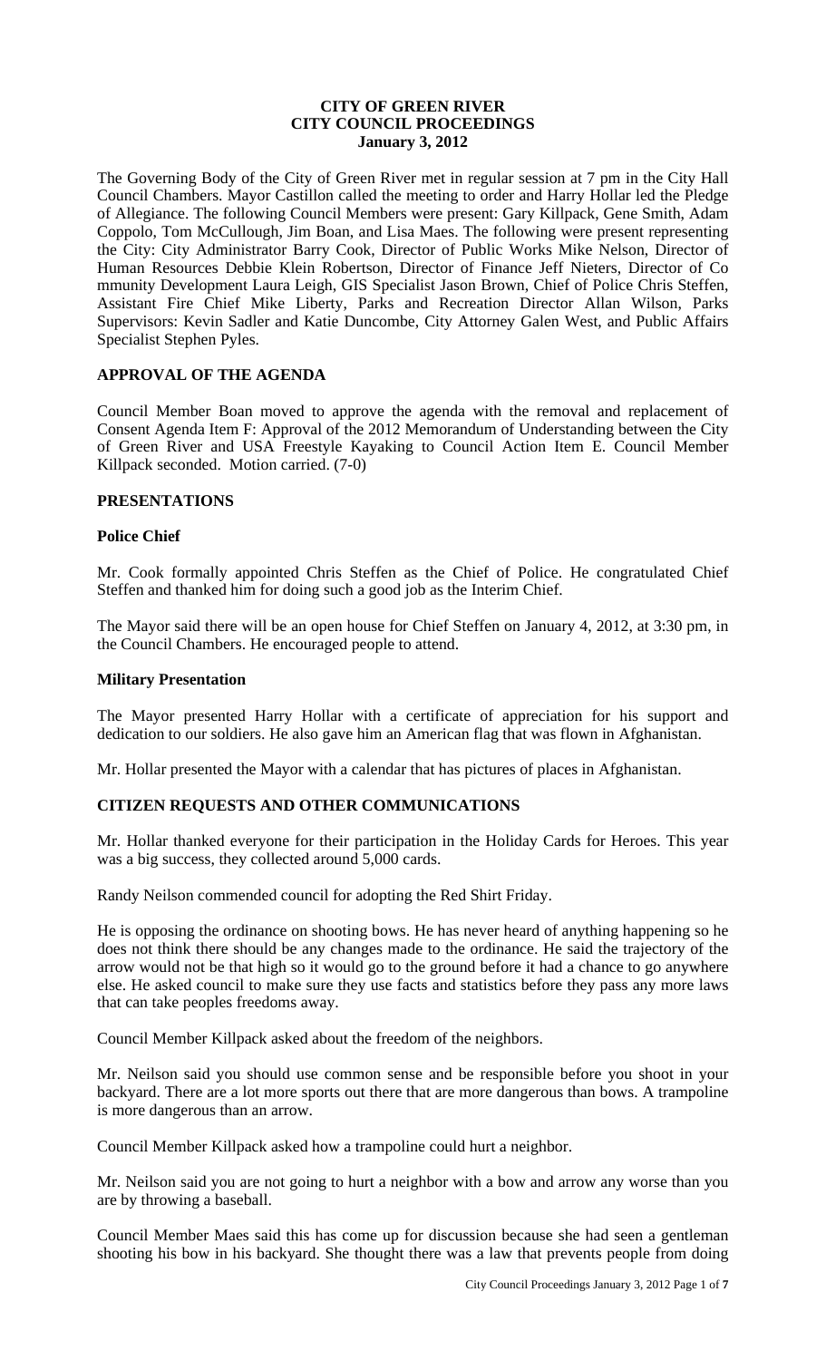# CITY OF GREEN RIVER
# CITY COUNCIL PROCEEDINGS
## January 3, 2012

The Governing Body of the City of Green River met in regular session at 7 pm in the City Hall Council Chambers. Mayor Castillon called the meeting to order and Harry Hollar led the Pledge of Allegiance. The following Council Members were present: Gary Killpack, Gene Smith, Adam Coppolo, Tom McCullough, Jim Boan, and Lisa Maes. The following were present representing the City: City Administrator Barry Cook, Director of Public Works Mike Nelson, Director of Human Resources Debbie Klein Robertson, Director of Finance Jeff Nieters, Director of Co mmunity Development Laura Leigh, GIS Specialist Jason Brown, Chief of Police Chris Steffen, Assistant Fire Chief Mike Liberty, Parks and Recreation Director Allan Wilson, Parks Supervisors: Kevin Sadler and Katie Duncombe, City Attorney Galen West, and Public Affairs Specialist Stephen Pyles.

### APPROVAL OF THE AGENDA

Council Member Boan moved to approve the agenda with the removal and replacement of Consent Agenda Item F: Approval of the 2012 Memorandum of Understanding between the City of Green River and USA Freestyle Kayaking to Council Action Item E. Council Member Killpack seconded. Motion carried. (7-0)

### PRESENTATIONS

#### Police Chief

Mr. Cook formally appointed Chris Steffen as the Chief of Police. He congratulated Chief Steffen and thanked him for doing such a good job as the Interim Chief.

The Mayor said there will be an open house for Chief Steffen on January 4, 2012, at 3:30 pm, in the Council Chambers. He encouraged people to attend.

#### Military Presentation

The Mayor presented Harry Hollar with a certificate of appreciation for his support and dedication to our soldiers. He also gave him an American flag that was flown in Afghanistan.

Mr. Hollar presented the Mayor with a calendar that has pictures of places in Afghanistan.

### CITIZEN REQUESTS AND OTHER COMMUNICATIONS

Mr. Hollar thanked everyone for their participation in the Holiday Cards for Heroes. This year was a big success, they collected around 5,000 cards.

Randy Neilson commended council for adopting the Red Shirt Friday.

He is opposing the ordinance on shooting bows. He has never heard of anything happening so he does not think there should be any changes made to the ordinance. He said the trajectory of the arrow would not be that high so it would go to the ground before it had a chance to go anywhere else. He asked council to make sure they use facts and statistics before they pass any more laws that can take peoples freedoms away.

Council Member Killpack asked about the freedom of the neighbors.

Mr. Neilson said you should use common sense and be responsible before you shoot in your backyard. There are a lot more sports out there that are more dangerous than bows. A trampoline is more dangerous than an arrow.

Council Member Killpack asked how a trampoline could hurt a neighbor.

Mr. Neilson said you are not going to hurt a neighbor with a bow and arrow any worse than you are by throwing a baseball.

Council Member Maes said this has come up for discussion because she had seen a gentleman shooting his bow in his backyard. She thought there was a law that prevents people from doing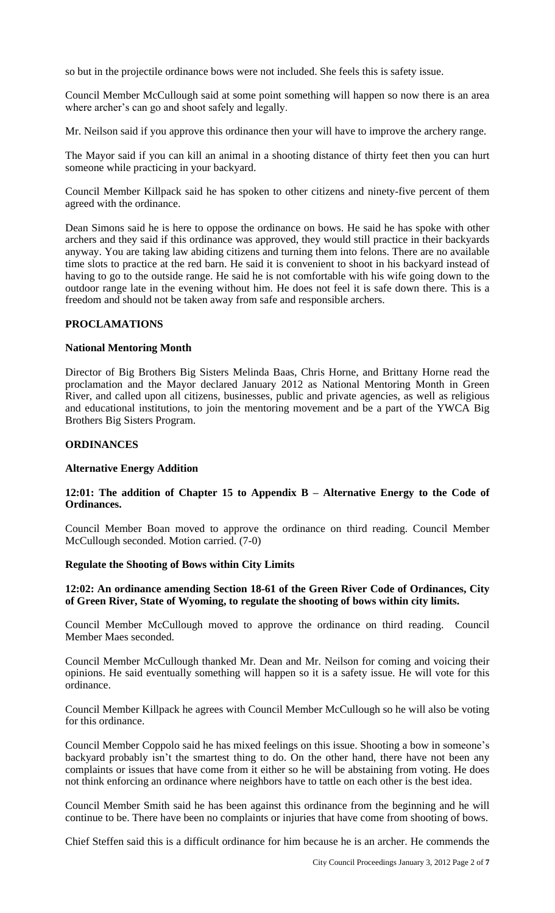so but in the projectile ordinance bows were not included. She feels this is safety issue.

Council Member McCullough said at some point something will happen so now there is an area where archer's can go and shoot safely and legally.

Mr. Neilson said if you approve this ordinance then your will have to improve the archery range.

The Mayor said if you can kill an animal in a shooting distance of thirty feet then you can hurt someone while practicing in your backyard.

Council Member Killpack said he has spoken to other citizens and ninety-five percent of them agreed with the ordinance.

Dean Simons said he is here to oppose the ordinance on bows. He said he has spoke with other archers and they said if this ordinance was approved, they would still practice in their backyards anyway. You are taking law abiding citizens and turning them into felons. There are no available time slots to practice at the red barn. He said it is convenient to shoot in his backyard instead of having to go to the outside range. He said he is not comfortable with his wife going down to the outdoor range late in the evening without him. He does not feel it is safe down there. This is a freedom and should not be taken away from safe and responsible archers.

## PROCLAMATIONS

### National Mentoring Month

Director of Big Brothers Big Sisters Melinda Baas, Chris Horne, and Brittany Horne read the proclamation and the Mayor declared January 2012 as National Mentoring Month in Green River, and called upon all citizens, businesses, public and private agencies, as well as religious and educational institutions, to join the mentoring movement and be a part of the YWCA Big Brothers Big Sisters Program.

## ORDINANCES

### Alternative Energy Addition

**12:01: The addition of Chapter 15 to Appendix B – Alternative Energy to the Code of Ordinances.**

Council Member Boan moved to approve the ordinance on third reading. Council Member McCullough seconded. Motion carried. (7-0)

### Regulate the Shooting of Bows within City Limits

**12:02: An ordinance amending Section 18-61 of the Green River Code of Ordinances, City of Green River, State of Wyoming, to regulate the shooting of bows within city limits.**

Council Member McCullough moved to approve the ordinance on third reading. Council Member Maes seconded.

Council Member McCullough thanked Mr. Dean and Mr. Neilson for coming and voicing their opinions. He said eventually something will happen so it is a safety issue. He will vote for this ordinance.

Council Member Killpack he agrees with Council Member McCullough so he will also be voting for this ordinance.

Council Member Coppolo said he has mixed feelings on this issue. Shooting a bow in someone's backyard probably isn't the smartest thing to do. On the other hand, there have not been any complaints or issues that have come from it either so he will be abstaining from voting. He does not think enforcing an ordinance where neighbors have to tattle on each other is the best idea.

Council Member Smith said he has been against this ordinance from the beginning and he will continue to be. There have been no complaints or injuries that have come from shooting of bows.

Chief Steffen said this is a difficult ordinance for him because he is an archer. He commends the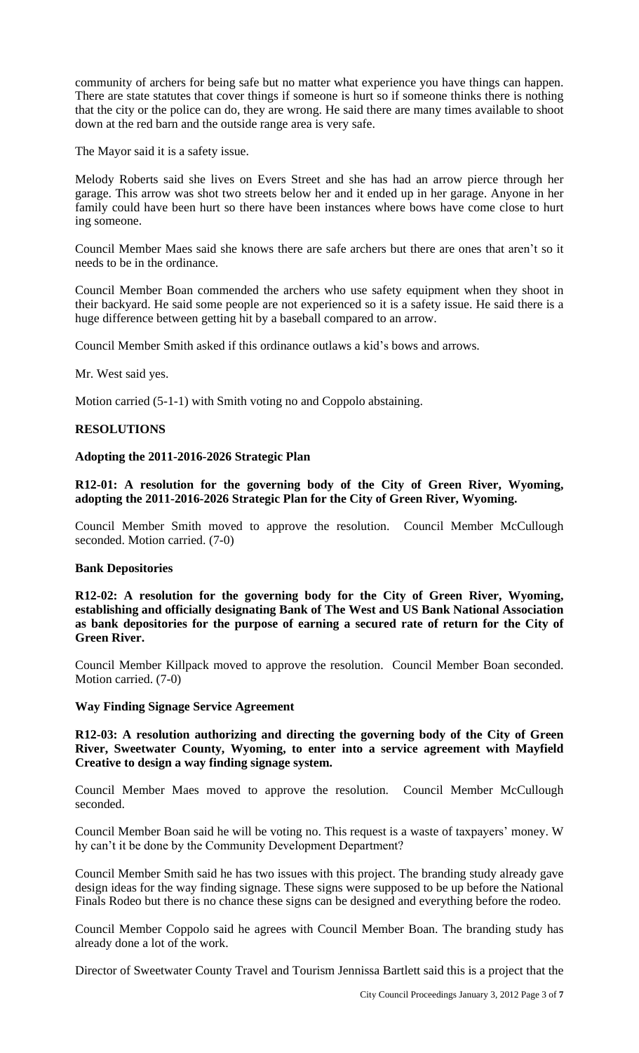community of archers for being safe but no matter what experience you have things can happen. There are state statutes that cover things if someone is hurt so if someone thinks there is nothing that the city or the police can do, they are wrong. He said there are many times available to shoot down at the red barn and the outside range area is very safe.

The Mayor said it is a safety issue.

Melody Roberts said she lives on Evers Street and she has had an arrow pierce through her garage. This arrow was shot two streets below her and it ended up in her garage. Anyone in her family could have been hurt so there have been instances where bows have come close to hurt ing someone.

Council Member Maes said she knows there are safe archers but there are ones that aren't so it needs to be in the ordinance.

Council Member Boan commended the archers who use safety equipment when they shoot in their backyard. He said some people are not experienced so it is a safety issue. He said there is a huge difference between getting hit by a baseball compared to an arrow.

Council Member Smith asked if this ordinance outlaws a kid's bows and arrows.

Mr. West said yes.

Motion carried (5-1-1) with Smith voting no and Coppolo abstaining.

## RESOLUTIONS

**Adopting the 2011-2016-2026 Strategic Plan**

**R12-01: A resolution for the governing body of the City of Green River, Wyoming, adopting the 2011-2016-2026 Strategic Plan for the City of Green River, Wyoming.**

Council Member Smith moved to approve the resolution. Council Member McCullough seconded. Motion carried. (7-0)

**Bank Depositories**

**R12-02: A resolution for the governing body for the City of Green River, Wyoming, establishing and officially designating Bank of The West and US Bank National Association as bank depositories for the purpose of earning a secured rate of return for the City of Green River.**

Council Member Killpack moved to approve the resolution. Council Member Boan seconded. Motion carried. (7-0)

**Way Finding Signage Service Agreement**

**R12-03: A resolution authorizing and directing the governing body of the City of Green River, Sweetwater County, Wyoming, to enter into a service agreement with Mayfield Creative to design a way finding signage system.**

Council Member Maes moved to approve the resolution. Council Member McCullough seconded.

Council Member Boan said he will be voting no. This request is a waste of taxpayers' money. W hy can't it be done by the Community Development Department?

Council Member Smith said he has two issues with this project. The branding study already gave design ideas for the way finding signage. These signs were supposed to be up before the National Finals Rodeo but there is no chance these signs can be designed and everything before the rodeo.

Council Member Coppolo said he agrees with Council Member Boan. The branding study has already done a lot of the work.

Director of Sweetwater County Travel and Tourism Jennissa Bartlett said this is a project that the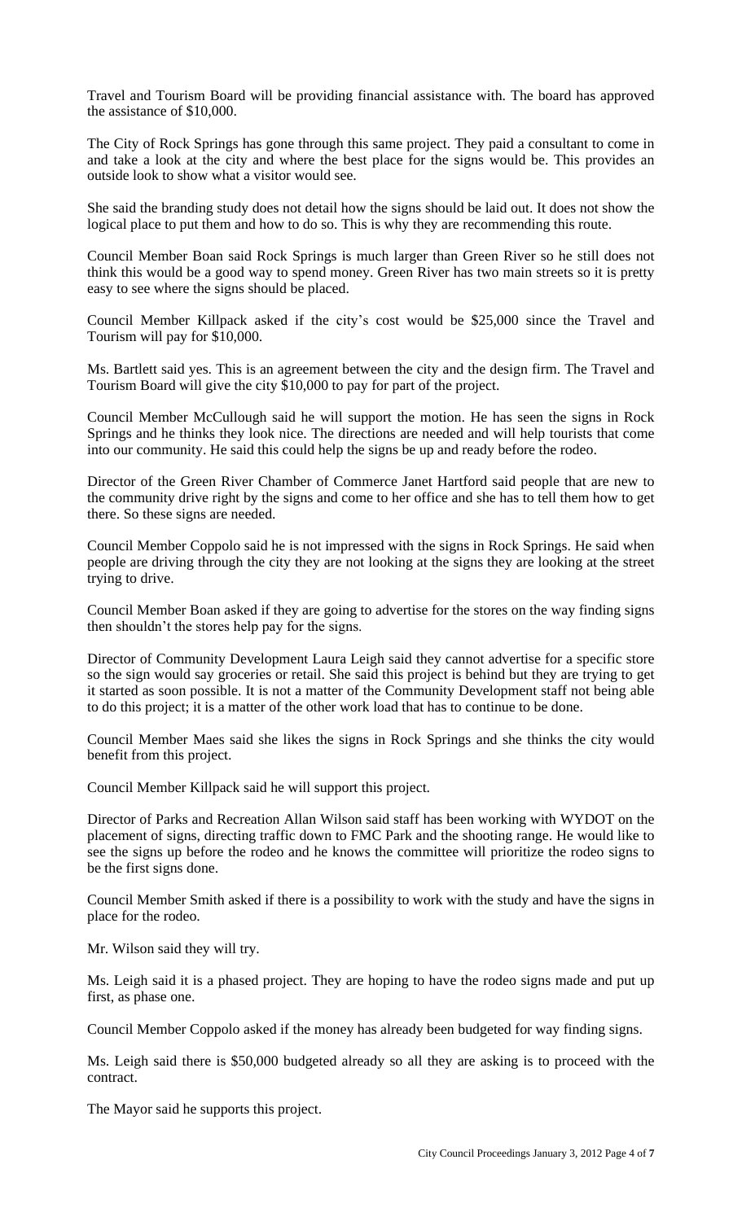Travel and Tourism Board will be providing financial assistance with. The board has approved the assistance of $10,000.

The City of Rock Springs has gone through this same project. They paid a consultant to come in and take a look at the city and where the best place for the signs would be. This provides an outside look to show what a visitor would see.

She said the branding study does not detail how the signs should be laid out. It does not show the logical place to put them and how to do so. This is why they are recommending this route.

Council Member Boan said Rock Springs is much larger than Green River so he still does not think this would be a good way to spend money. Green River has two main streets so it is pretty easy to see where the signs should be placed.

Council Member Killpack asked if the city's cost would be $25,000 since the Travel and Tourism will pay for $10,000.

Ms. Bartlett said yes. This is an agreement between the city and the design firm. The Travel and Tourism Board will give the city $10,000 to pay for part of the project.

Council Member McCullough said he will support the motion. He has seen the signs in Rock Springs and he thinks they look nice. The directions are needed and will help tourists that come into our community. He said this could help the signs be up and ready before the rodeo.

Director of the Green River Chamber of Commerce Janet Hartford said people that are new to the community drive right by the signs and come to her office and she has to tell them how to get there. So these signs are needed.

Council Member Coppolo said he is not impressed with the signs in Rock Springs. He said when people are driving through the city they are not looking at the signs they are looking at the street trying to drive.

Council Member Boan asked if they are going to advertise for the stores on the way finding signs then shouldn't the stores help pay for the signs.

Director of Community Development Laura Leigh said they cannot advertise for a specific store so the sign would say groceries or retail. She said this project is behind but they are trying to get it started as soon possible. It is not a matter of the Community Development staff not being able to do this project; it is a matter of the other work load that has to continue to be done.

Council Member Maes said she likes the signs in Rock Springs and she thinks the city would benefit from this project.

Council Member Killpack said he will support this project.

Director of Parks and Recreation Allan Wilson said staff has been working with WYDOT on the placement of signs, directing traffic down to FMC Park and the shooting range. He would like to see the signs up before the rodeo and he knows the committee will prioritize the rodeo signs to be the first signs done.

Council Member Smith asked if there is a possibility to work with the study and have the signs in place for the rodeo.

Mr. Wilson said they will try.

Ms. Leigh said it is a phased project. They are hoping to have the rodeo signs made and put up first, as phase one.

Council Member Coppolo asked if the money has already been budgeted for way finding signs.

Ms. Leigh said there is $50,000 budgeted already so all they are asking is to proceed with the contract.

The Mayor said he supports this project.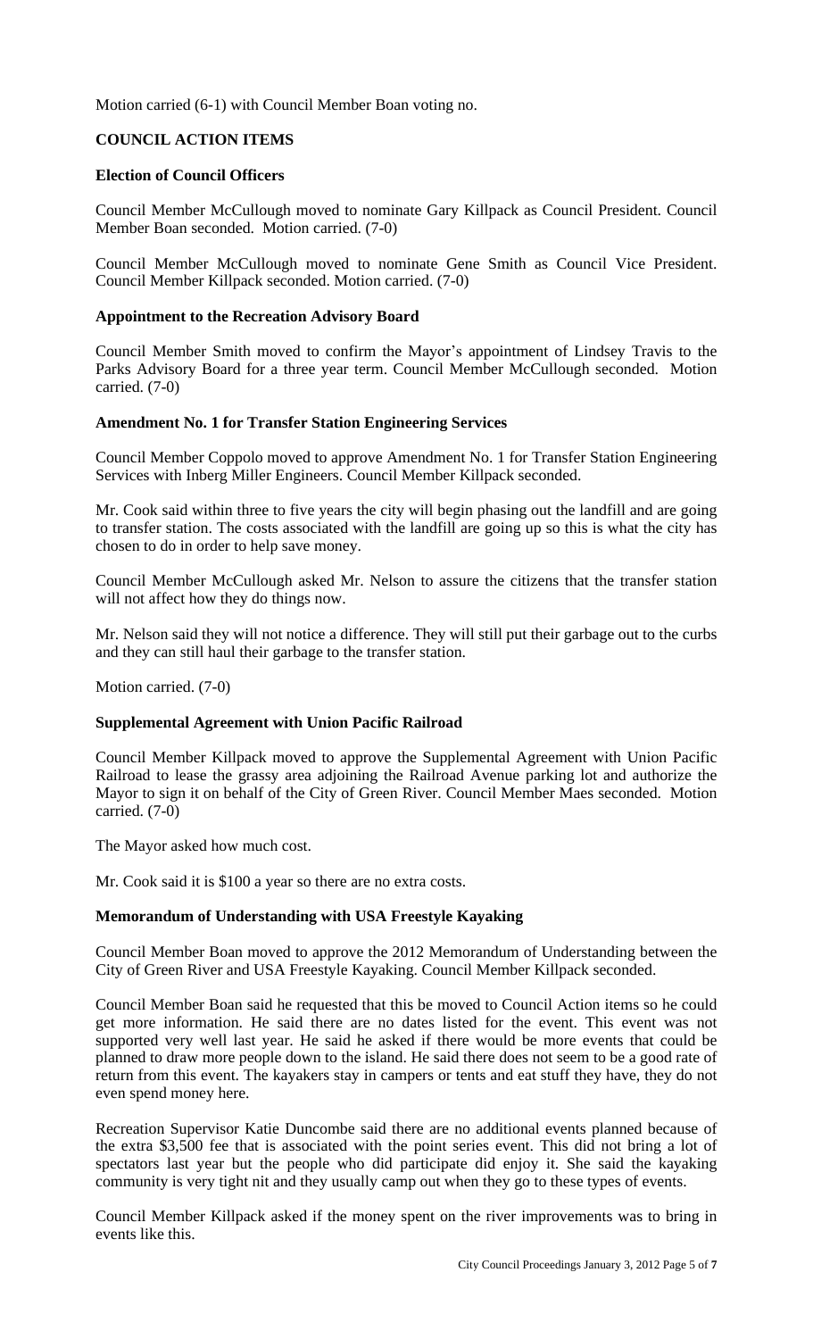Motion carried (6-1) with Council Member Boan voting no.

## COUNCIL ACTION ITEMS

### Election of Council Officers

Council Member McCullough moved to nominate Gary Killpack as Council President. Council Member Boan seconded. Motion carried. (7-0)

Council Member McCullough moved to nominate Gene Smith as Council Vice President. Council Member Killpack seconded. Motion carried. (7-0)

### Appointment to the Recreation Advisory Board

Council Member Smith moved to confirm the Mayor's appointment of Lindsey Travis to the Parks Advisory Board for a three year term. Council Member McCullough seconded. Motion carried. (7-0)

### Amendment No. 1 for Transfer Station Engineering Services

Council Member Coppolo moved to approve Amendment No. 1 for Transfer Station Engineering Services with Inberg Miller Engineers. Council Member Killpack seconded.

Mr. Cook said within three to five years the city will begin phasing out the landfill and are going to transfer station. The costs associated with the landfill are going up so this is what the city has chosen to do in order to help save money.

Council Member McCullough asked Mr. Nelson to assure the citizens that the transfer station will not affect how they do things now.

Mr. Nelson said they will not notice a difference. They will still put their garbage out to the curbs and they can still haul their garbage to the transfer station.

Motion carried. (7-0)

### Supplemental Agreement with Union Pacific Railroad

Council Member Killpack moved to approve the Supplemental Agreement with Union Pacific Railroad to lease the grassy area adjoining the Railroad Avenue parking lot and authorize the Mayor to sign it on behalf of the City of Green River. Council Member Maes seconded. Motion carried. (7-0)

The Mayor asked how much cost.

Mr. Cook said it is $100 a year so there are no extra costs.

### Memorandum of Understanding with USA Freestyle Kayaking

Council Member Boan moved to approve the 2012 Memorandum of Understanding between the City of Green River and USA Freestyle Kayaking. Council Member Killpack seconded.

Council Member Boan said he requested that this be moved to Council Action items so he could get more information. He said there are no dates listed for the event. This event was not supported very well last year. He said he asked if there would be more events that could be planned to draw more people down to the island. He said there does not seem to be a good rate of return from this event. The kayakers stay in campers or tents and eat stuff they have, they do not even spend money here.

Recreation Supervisor Katie Duncombe said there are no additional events planned because of the extra $3,500 fee that is associated with the point series event. This did not bring a lot of spectators last year but the people who did participate did enjoy it. She said the kayaking community is very tight nit and they usually camp out when they go to these types of events.

Council Member Killpack asked if the money spent on the river improvements was to bring in events like this.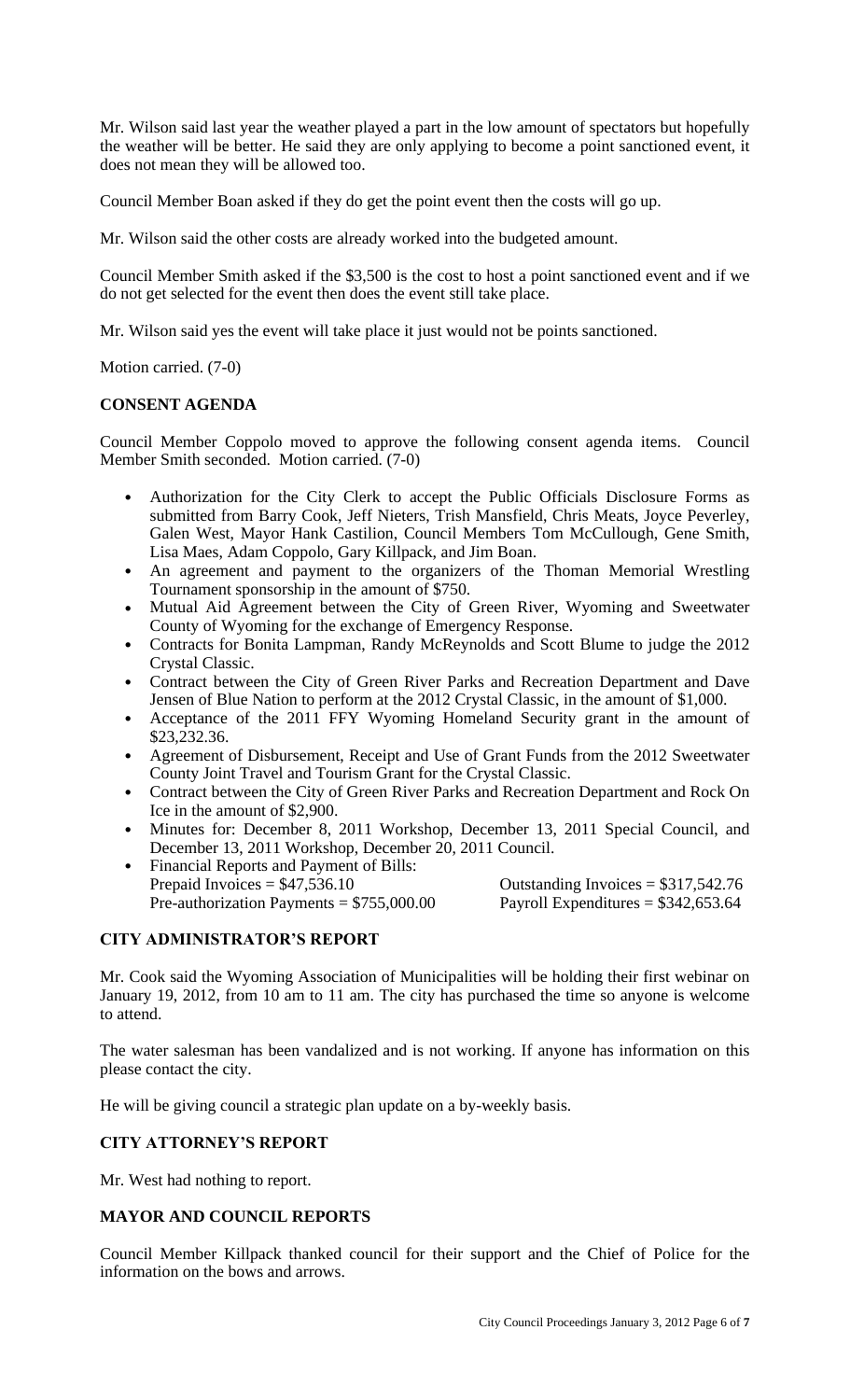Mr. Wilson said last year the weather played a part in the low amount of spectators but hopefully the weather will be better. He said they are only applying to become a point sanctioned event, it does not mean they will be allowed too.

Council Member Boan asked if they do get the point event then the costs will go up.

Mr. Wilson said the other costs are already worked into the budgeted amount.

Council Member Smith asked if the $3,500 is the cost to host a point sanctioned event and if we do not get selected for the event then does the event still take place.

Mr. Wilson said yes the event will take place it just would not be points sanctioned.

Motion carried. (7-0)

## CONSENT AGENDA

Council Member Coppolo moved to approve the following consent agenda items. Council Member Smith seconded. Motion carried. (7-0)

- Authorization for the City Clerk to accept the Public Officials Disclosure Forms as submitted from Barry Cook, Jeff Nieters, Trish Mansfield, Chris Meats, Joyce Peverley, Galen West, Mayor Hank Castilion, Council Members Tom McCullough, Gene Smith, Lisa Maes, Adam Coppolo, Gary Killpack, and Jim Boan.
- An agreement and payment to the organizers of the Thoman Memorial Wrestling Tournament sponsorship in the amount of $750.
- Mutual Aid Agreement between the City of Green River, Wyoming and Sweetwater County of Wyoming for the exchange of Emergency Response.
- Contracts for Bonita Lampman, Randy McReynolds and Scott Blume to judge the 2012 Crystal Classic.
- Contract between the City of Green River Parks and Recreation Department and Dave Jensen of Blue Nation to perform at the 2012 Crystal Classic, in the amount of $1,000.
- Acceptance of the 2011 FFY Wyoming Homeland Security grant in the amount of $23,232.36.
- Agreement of Disbursement, Receipt and Use of Grant Funds from the 2012 Sweetwater County Joint Travel and Tourism Grant for the Crystal Classic.
- Contract between the City of Green River Parks and Recreation Department and Rock On Ice in the amount of $2,900.
- Minutes for: December 8, 2011 Workshop, December 13, 2011 Special Council, and December 13, 2011 Workshop, December 20, 2011 Council.
- Financial Reports and Payment of Bills:
  Prepaid Invoices = $47,536.10 Outstanding Invoices = $317,542.76
  Pre-authorization Payments = $755,000.00 Payroll Expenditures = $342,653.64

## CITY ADMINISTRATOR'S REPORT

Mr. Cook said the Wyoming Association of Municipalities will be holding their first webinar on January 19, 2012, from 10 am to 11 am. The city has purchased the time so anyone is welcome to attend.

The water salesman has been vandalized and is not working. If anyone has information on this please contact the city.

He will be giving council a strategic plan update on a by-weekly basis.

## CITY ATTORNEY'S REPORT

Mr. West had nothing to report.

## MAYOR AND COUNCIL REPORTS

Council Member Killpack thanked council for their support and the Chief of Police for the information on the bows and arrows.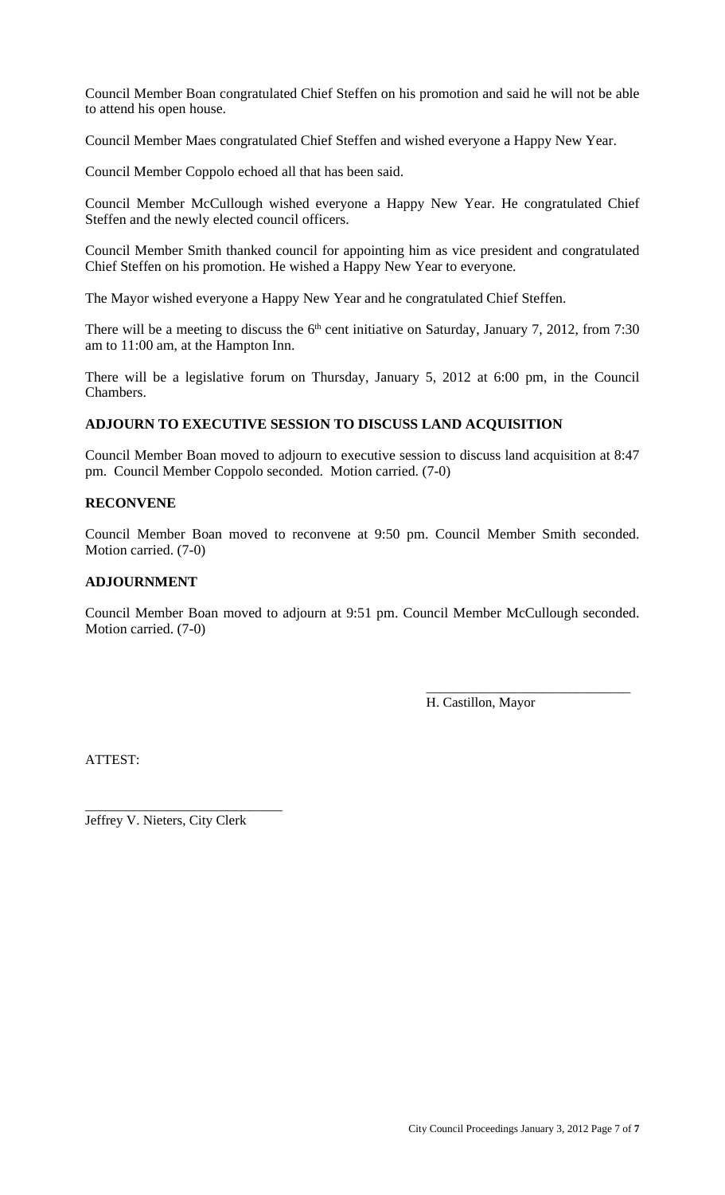Council Member Boan congratulated Chief Steffen on his promotion and said he will not be able to attend his open house.

Council Member Maes congratulated Chief Steffen and wished everyone a Happy New Year.

Council Member Coppolo echoed all that has been said.

Council Member McCullough wished everyone a Happy New Year. He congratulated Chief Steffen and the newly elected council officers.

Council Member Smith thanked council for appointing him as vice president and congratulated Chief Steffen on his promotion. He wished a Happy New Year to everyone.

The Mayor wished everyone a Happy New Year and he congratulated Chief Steffen.

There will be a meeting to discuss the 6th cent initiative on Saturday, January 7, 2012, from 7:30 am to 11:00 am, at the Hampton Inn.

There will be a legislative forum on Thursday, January 5, 2012 at 6:00 pm, in the Council Chambers.

**ADJOURN TO EXECUTIVE SESSION TO DISCUSS LAND ACQUISITION**

Council Member Boan moved to adjourn to executive session to discuss land acquisition at 8:47 pm. Council Member Coppolo seconded. Motion carried. (7-0)

**RECONVENE**

Council Member Boan moved to reconvene at 9:50 pm. Council Member Smith seconded. Motion carried. (7-0)

**ADJOURNMENT**

Council Member Boan moved to adjourn at 9:51 pm. Council Member McCullough seconded. Motion carried. (7-0)

\_\_\_\_\_\_\_\_\_\_\_\_\_\_\_\_\_\_\_\_\_\_\_\_\_\_\_\_\_\_
H. Castillon, Mayor

ATTEST:

\_\_\_\_\_\_\_\_\_\_\_\_\_\_\_\_\_\_\_\_\_\_\_\_\_\_\_\_\_\_
Jeffrey V. Nieters, City Clerk